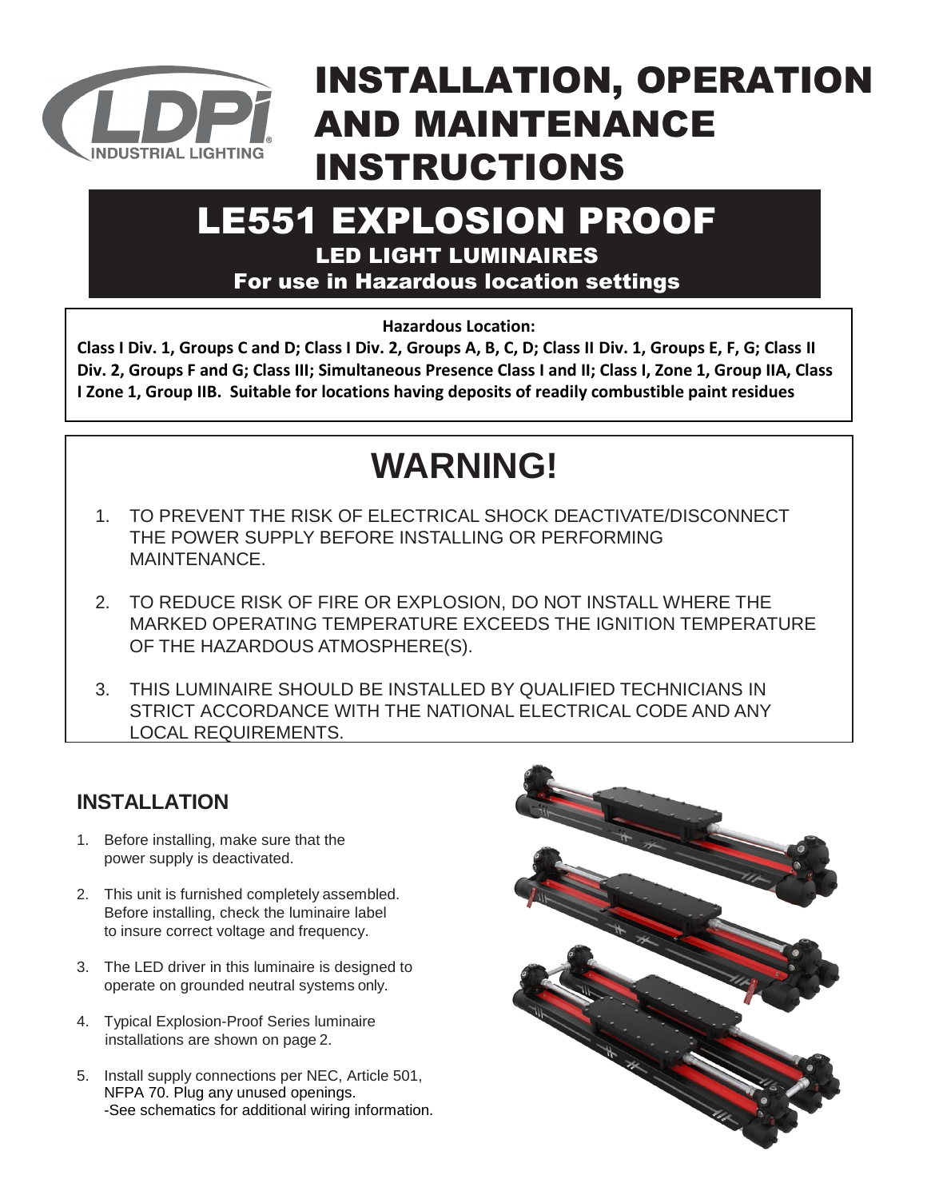# INSTALLATION, OPERATION AND MAINTENANCE INSTRUCTIONS

## LE551 EXPLOSION PROOF

### LED LIGHT LUMINAIRES

### For use in Hazardous location settings

**Hazardous Location:**

**Class I Div. 1, Groups C and D; Class I Div. 2, Groups A, B, C, D; Class II Div. 1, Groups E, F, G; Class II Div. 2, Groups F and G; Class III; Simultaneous Presence Class I and II; Class I, Zone 1, Group IIA, Class I Zone 1, Group IIB. Suitable for locations having deposits of readily combustible paint residues**

## WARNING!

1. TO PREVENT THE RISK OF ELECTRICAL SHOCK DEACTIVATE/DISCONNECT THE POWER SUPPLY BEFORE INSTALLING OR PERFORMING MAINTENANCE.
2. TO REDUCE RISK OF FIRE OR EXPLOSION, DO NOT INSTALL WHERE THE MARKED OPERATING TEMPERATURE EXCEEDS THE IGNITION TEMPERATURE OF THE HAZARDOUS ATMOSPHERE(S).
3. THIS LUMINAIRE SHOULD BE INSTALLED BY QUALIFIED TECHNICIANS IN STRICT ACCORDANCE WITH THE NATIONAL ELECTRICAL CODE AND ANY LOCAL REQUIREMENTS.

## INSTALLATION

1. Before installing, make sure that the power supply is deactivated.
2. This unit is furnished completely assembled. Before installing, check the luminaire label to insure correct voltage and frequency.
3. The LED driver in this luminaire is designed to operate on grounded neutral systems only.
4. Typical Explosion-Proof Series luminaire installations are shown on page 2.
5. Install supply connections per NEC, Article 501, NFPA 70. Plug any unused openings.
   -See schematics for additional wiring information.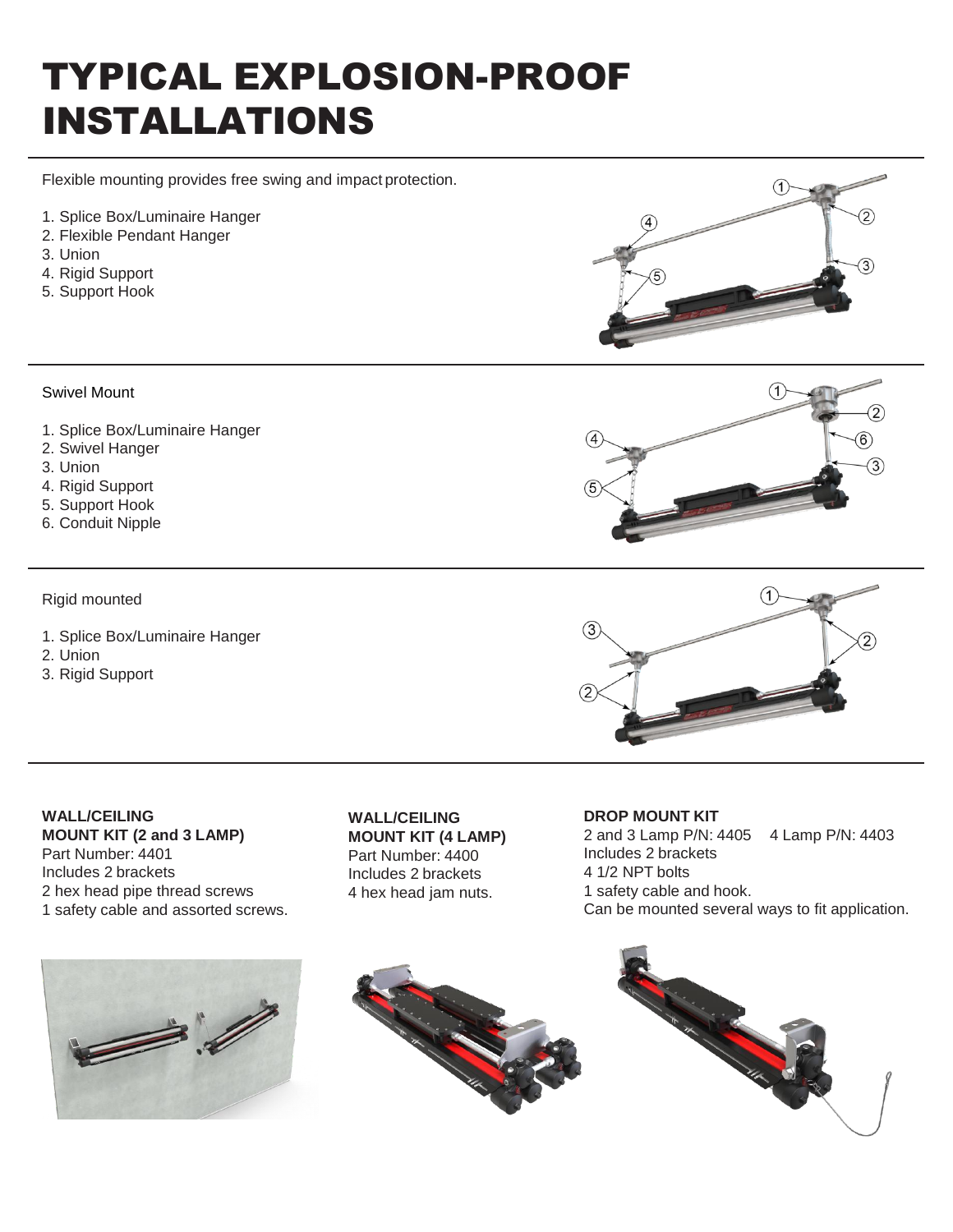# TYPICAL EXPLOSION-PROOF INSTALLATIONS

Flexible mounting provides free swing and impact protection.

1. Splice Box/Luminaire Hanger
2. Flexible Pendant Hanger
3. Union
4. Rigid Support
5. Support Hook

Swivel Mount

1. Splice Box/Luminaire Hanger
2. Swivel Hanger
3. Union
4. Rigid Support
5. Support Hook
6. Conduit Nipple

Rigid mounted

1. Splice Box/Luminaire Hanger
2. Union
3. Rigid Support

**WALL/CEILING MOUNT KIT (2 and 3 LAMP)**
Part Number: 4401
Includes 2 brackets
2 hex head pipe thread screws
1 safety cable and assorted screws.

**WALL/CEILING MOUNT KIT (4 LAMP)**
Part Number: 4400
Includes 2 brackets
4 hex head jam nuts.

**DROP MOUNT KIT**
2 and 3 Lamp P/N: 4405    4 Lamp P/N: 4403
Includes 2 brackets
4 1/2 NPT bolts
1 safety cable and hook.
Can be mounted several ways to fit application.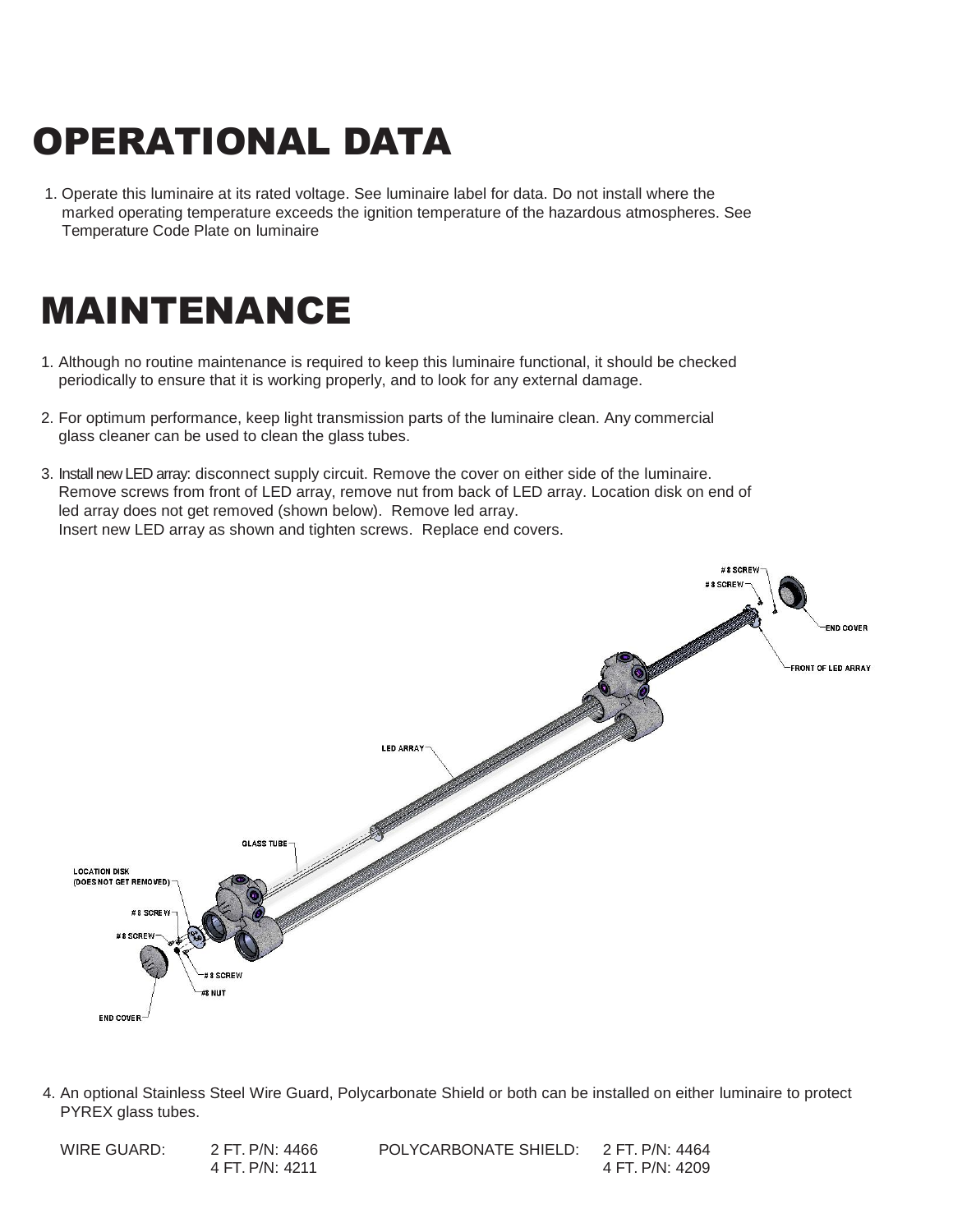# OPERATIONAL DATA

1. Operate this luminaire at its rated voltage. See luminaire label for data. Do not install where the marked operating temperature exceeds the ignition temperature of the hazardous atmospheres. See Temperature Code Plate on luminaire

# MAINTENANCE

1. Although no routine maintenance is required to keep this luminaire functional, it should be checked periodically to ensure that it is working properly, and to look for any external damage.

2. For optimum performance, keep light transmission parts of the luminaire clean. Any commercial glass cleaner can be used to clean the glass tubes.

3. Install new LED array: disconnect supply circuit. Remove the cover on either side of the luminaire. Remove screws from front of LED array, remove nut from back of LED array. Location disk on end of led array does not get removed (shown below). Remove led array. Insert new LED array as shown and tighten screws. Replace end covers.

4. An optional Stainless Steel Wire Guard, Polycarbonate Shield or both can be installed on either luminaire to protect PYREX glass tubes.

| WIRE GUARD: | 2 FT. P/N: 4466 | POLYCARBONATE SHIELD: | 2 FT. P/N: 4464 |
|---|---|---|---|
| | 4 FT. P/N: 4211 | | 4 FT. P/N: 4209 |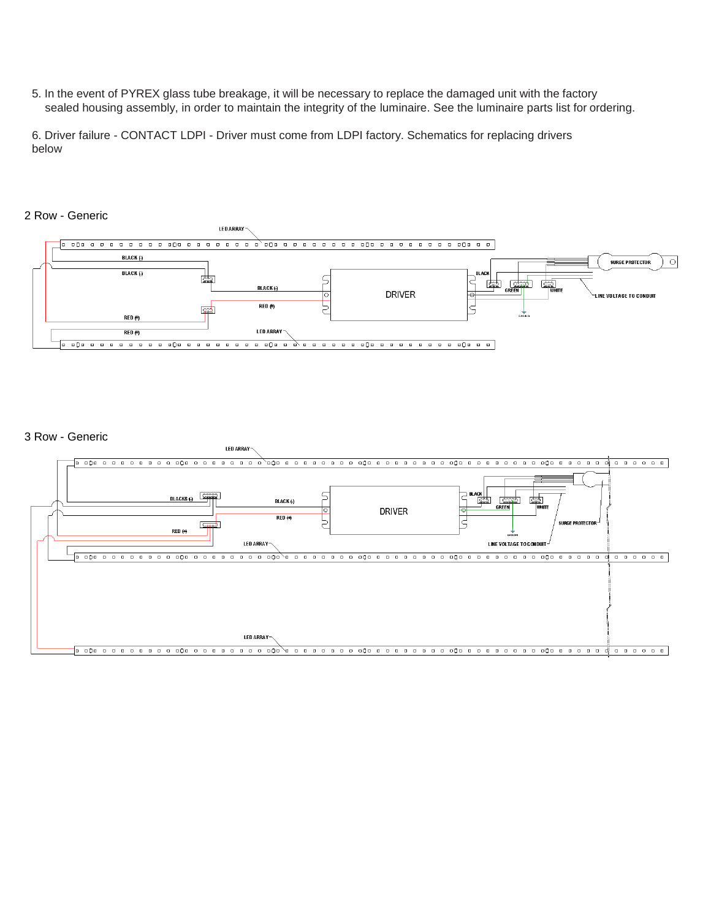5. In the event of PYREX glass tube breakage, it will be necessary to replace the damaged unit with the factory sealed housing assembly, in order to maintain the integrity of the luminaire. See the luminaire parts list for ordering.

6. Driver failure - CONTACT LDPI - Driver must come from LDPI factory. Schematics for replacing drivers below

2 Row - Generic

LED ARRAY

BLACK (-)

BLACK (-)

BLACK (-)

RED (+)

RED (+)

RED (+)

DRIVER

BLACK

GREEN

WHITE

SURGE PROTECTOR

LINE VOLTAGE TO CONDUIT

GROUND

LED ARRAY

3 Row - Generic

LED ARRAY

BLACKS (-)

BLACK (-)

RED (+)

RED (+)

DRIVER

BLACK

GREEN

WHITE

SURGE PROTECTOR

GROUND

LINE VOLTAGE TO CONDUIT

LED ARRAY

LED ARRAY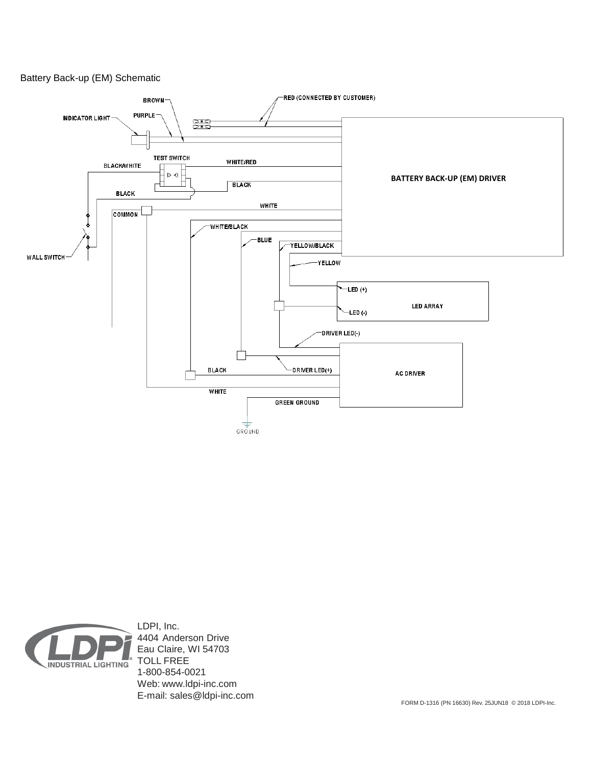Battery Back-up (EM) Schematic

BROWN

RED (CONNECTED BY CUSTOMER)

INDICATOR LIGHT

PURPLE

TEST SWITCH

BLACK/WHITE

WHITE/RED

BATTERY BACK-UP (EM) DRIVER

BLACK

BLACK

WHITE

COMMON

WHITE/BLACK

BLUE

YELLOW/BLACK

WALL SWITCH

YELLOW

LED (+)

LED ARRAY

LED (-)

DRIVER LED(-)

BLACK

DRIVER LED(+)

AC DRIVER

WHITE

GREEN GROUND

GROUND

LDPI, Inc.
4404 Anderson Drive
Eau Claire, WI 54703
TOLL FREE
1-800-854-0021
Web: www.ldpi-inc.com
E-mail: sales@ldpi-inc.com

FORM D-1316 (PN 16630) Rev. 25JUN18 © 2018 LDPI-Inc.